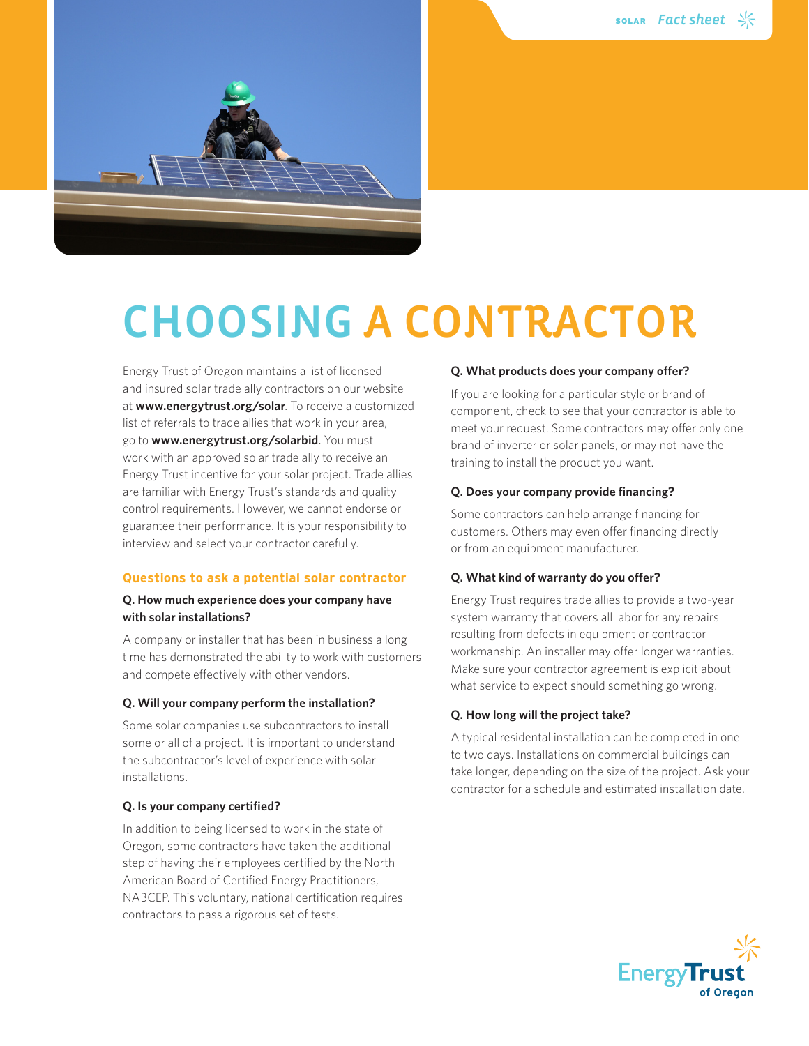SOLAR *Fact sheet*

# CHOOSING A CONTRACTOR

Energy Trust of Oregon maintains a list of licensed and insured solar trade ally contractors on our website at **www.energytrust.org/solar**. To receive a customized list of referrals to trade allies that work in your area, go to **www.energytrust.org/solarbid**. You must work with an approved solar trade ally to receive an Energy Trust incentive for your solar project. Trade allies are familiar with Energy Trust's standards and quality control requirements. However, we cannot endorse or guarantee their performance. It is your responsibility to interview and select your contractor carefully.

## Questions to ask a potential solar contractor

**Q. How much experience does your company have with solar installations?**

A company or installer that has been in business a long time has demonstrated the ability to work with customers and compete effectively with other vendors.

**Q. Will your company perform the installation?**

Some solar companies use subcontractors to install some or all of a project. It is important to understand the subcontractor's level of experience with solar installations.

**Q. Is your company certified?**

In addition to being licensed to work in the state of Oregon, some contractors have taken the additional step of having their employees certified by the North American Board of Certified Energy Practitioners, NABCEP. This voluntary, national certification requires contractors to pass a rigorous set of tests.

**Q. What products does your company offer?**

If you are looking for a particular style or brand of component, check to see that your contractor is able to meet your request. Some contractors may offer only one brand of inverter or solar panels, or may not have the training to install the product you want.

**Q. Does your company provide financing?**

Some contractors can help arrange financing for customers. Others may even offer financing directly or from an equipment manufacturer.

**Q. What kind of warranty do you offer?**

Energy Trust requires trade allies to provide a two-year system warranty that covers all labor for any repairs resulting from defects in equipment or contractor workmanship. An installer may offer longer warranties. Make sure your contractor agreement is explicit about what service to expect should something go wrong.

**Q. How long will the project take?**

A typical residental installation can be completed in one to two days. Installations on commercial buildings can take longer, depending on the size of the project. Ask your contractor for a schedule and estimated installation date.

Energy Trust of Oregon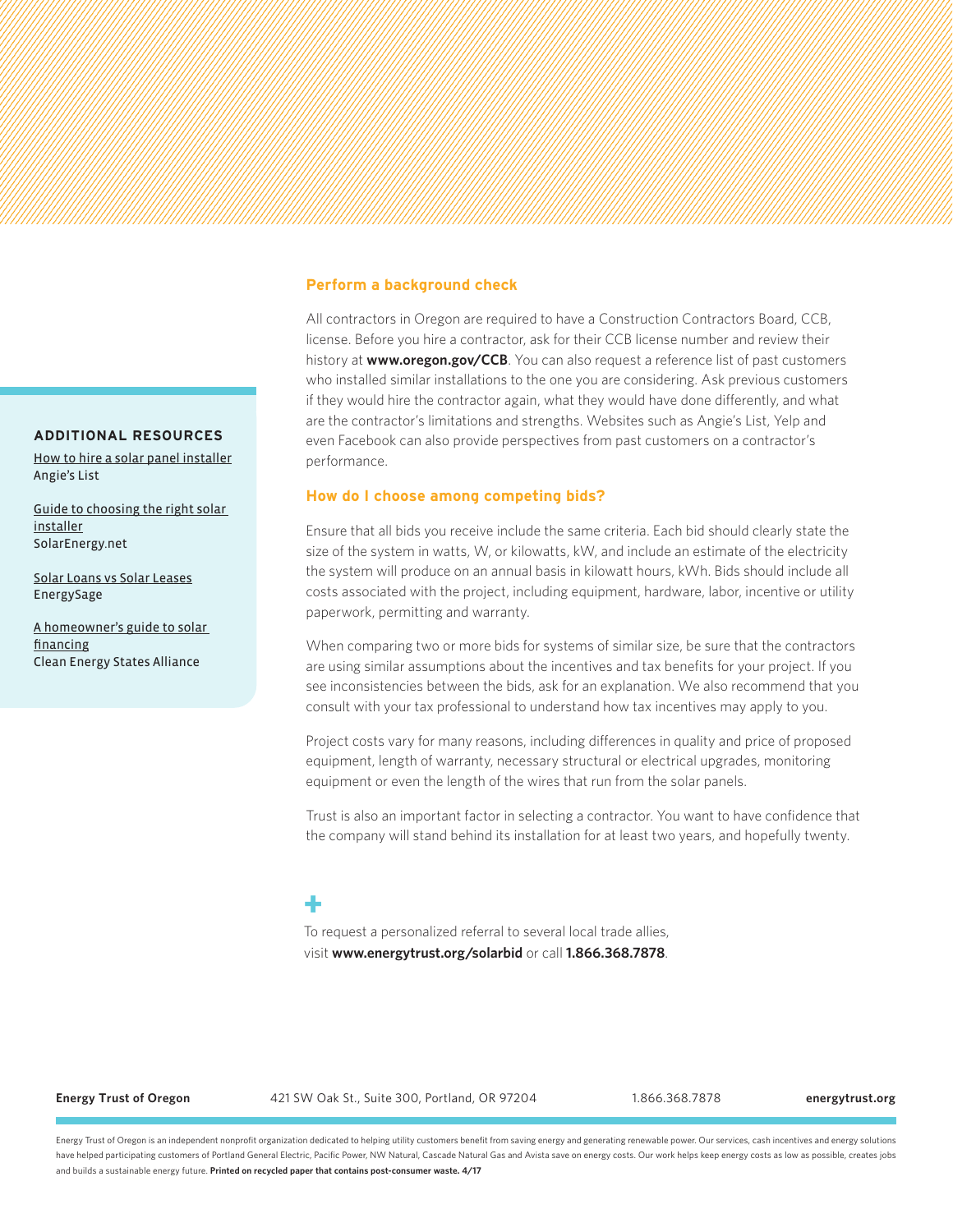## Perform a background check

All contractors in Oregon are required to have a Construction Contractors Board, CCB, license. Before you hire a contractor, ask for their CCB license number and review their history at **www.oregon.gov/CCB**. You can also request a reference list of past customers who installed similar installations to the one you are considering. Ask previous customers if they would hire the contractor again, what they would have done differently, and what are the contractor's limitations and strengths. Websites such as Angie's List, Yelp and even Facebook can also provide perspectives from past customers on a contractor's performance.

## How do I choose among competing bids?

Ensure that all bids you receive include the same criteria. Each bid should clearly state the size of the system in watts, W, or kilowatts, kW, and include an estimate of the electricity the system will produce on an annual basis in kilowatt hours, kWh. Bids should include all costs associated with the project, including equipment, hardware, labor, incentive or utility paperwork, permitting and warranty.

When comparing two or more bids for systems of similar size, be sure that the contractors are using similar assumptions about the incentives and tax benefits for your project. If you see inconsistencies between the bids, ask for an explanation. We also recommend that you consult with your tax professional to understand how tax incentives may apply to you.

Project costs vary for many reasons, including differences in quality and price of proposed equipment, length of warranty, necessary structural or electrical upgrades, monitoring equipment or even the length of the wires that run from the solar panels.

Trust is also an important factor in selecting a contractor. You want to have confidence that the company will stand behind its installation for at least two years, and hopefully twenty.

### ADDITIONAL RESOURCES

How to hire a solar panel installer
Angie's List

Guide to choosing the right solar installer
SolarEnergy.net

Solar Loans vs Solar Leases
EnergySage

A homeowner's guide to solar financing
Clean Energy States Alliance

+

To request a personalized referral to several local trade allies, visit **www.energytrust.org/solarbid** or call **1.866.368.7878**.

**Energy Trust of Oregon** 421 SW Oak St., Suite 300, Portland, OR 97204 1.866.368.7878 **energytrust.org**

Energy Trust of Oregon is an independent nonprofit organization dedicated to helping utility customers benefit from saving energy and generating renewable power. Our services, cash incentives and energy solutions have helped participating customers of Portland General Electric, Pacific Power, NW Natural, Cascade Natural Gas and Avista save on energy costs. Our work helps keep energy costs as low as possible, creates jobs and builds a sustainable energy future. **Printed on recycled paper that contains post-consumer waste. 4/17**